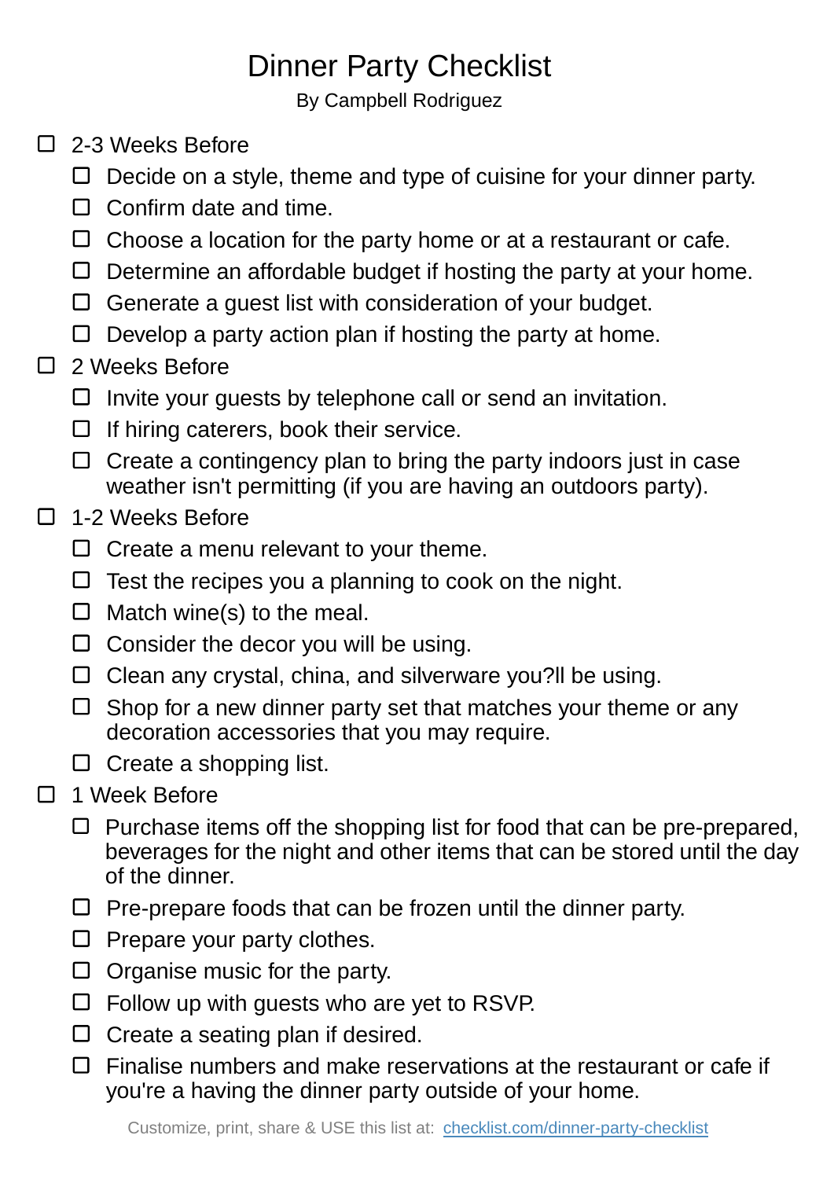# Dinner Party Checklist

By Campbell Rodriguez

- [ ] 2-3 Weeks Before
  - [ ] Decide on a style, theme and type of cuisine for your dinner party.
  - [ ] Confirm date and time.
  - [ ] Choose a location for the party home or at a restaurant or cafe.
  - [ ] Determine an affordable budget if hosting the party at your home.
  - [ ] Generate a guest list with consideration of your budget.
  - [ ] Develop a party action plan if hosting the party at home.
- [ ] 2 Weeks Before
  - [ ] Invite your guests by telephone call or send an invitation.
  - [ ] If hiring caterers, book their service.
  - [ ] Create a contingency plan to bring the party indoors just in case weather isn't permitting (if you are having an outdoors party).
- [ ] 1-2 Weeks Before
  - [ ] Create a menu relevant to your theme.
  - [ ] Test the recipes you a planning to cook on the night.
  - [ ] Match wine(s) to the meal.
  - [ ] Consider the decor you will be using.
  - [ ] Clean any crystal, china, and silverware you?ll be using.
  - [ ] Shop for a new dinner party set that matches your theme or any decoration accessories that you may require.
  - [ ] Create a shopping list.
- [ ] 1 Week Before
  - [ ] Purchase items off the shopping list for food that can be pre-prepared, beverages for the night and other items that can be stored until the day of the dinner.
  - [ ] Pre-prepare foods that can be frozen until the dinner party.
  - [ ] Prepare your party clothes.
  - [ ] Organise music for the party.
  - [ ] Follow up with guests who are yet to RSVP.
  - [ ] Create a seating plan if desired.
  - [ ] Finalise numbers and make reservations at the restaurant or cafe if you're a having the dinner party outside of your home.

Customize, print, share & USE this list at: [checklist.com/dinner-party-checklist](https://checklist.com/dinner-party-checklist)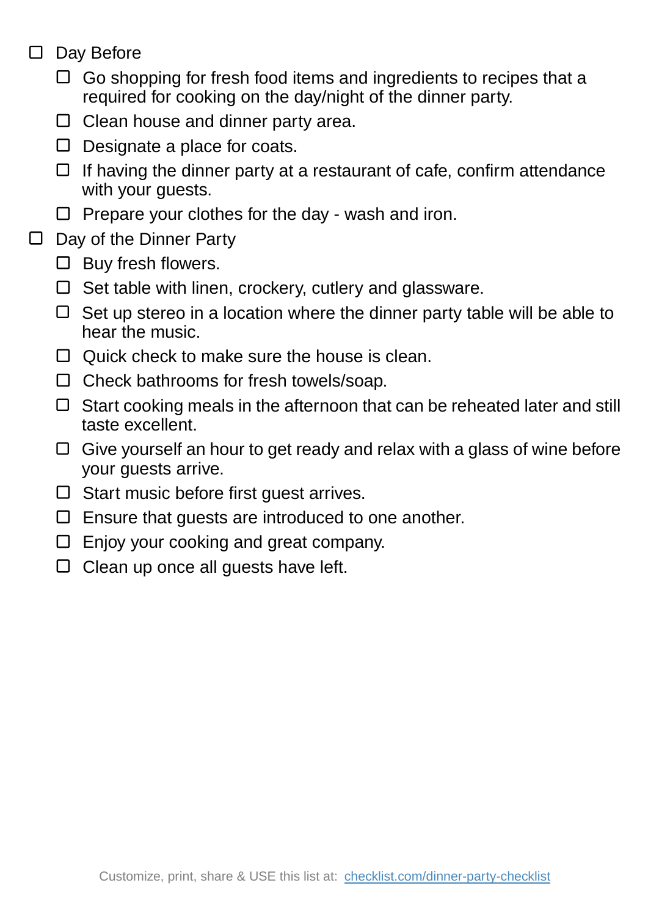- [ ] Day Before
  - [ ] Go shopping for fresh food items and ingredients to recipes that a required for cooking on the day/night of the dinner party.
  - [ ] Clean house and dinner party area.
  - [ ] Designate a place for coats.
  - [ ] If having the dinner party at a restaurant of cafe, confirm attendance with your guests.
  - [ ] Prepare your clothes for the day - wash and iron.
- [ ] Day of the Dinner Party
  - [ ] Buy fresh flowers.
  - [ ] Set table with linen, crockery, cutlery and glassware.
  - [ ] Set up stereo in a location where the dinner party table will be able to hear the music.
  - [ ] Quick check to make sure the house is clean.
  - [ ] Check bathrooms for fresh towels/soap.
  - [ ] Start cooking meals in the afternoon that can be reheated later and still taste excellent.
  - [ ] Give yourself an hour to get ready and relax with a glass of wine before your guests arrive.
  - [ ] Start music before first guest arrives.
  - [ ] Ensure that guests are introduced to one another.
  - [ ] Enjoy your cooking and great company.
  - [ ] Clean up once all guests have left.

Customize, print, share & USE this list at: [checklist.com/dinner-party-checklist](https://checklist.com/dinner-party-checklist)